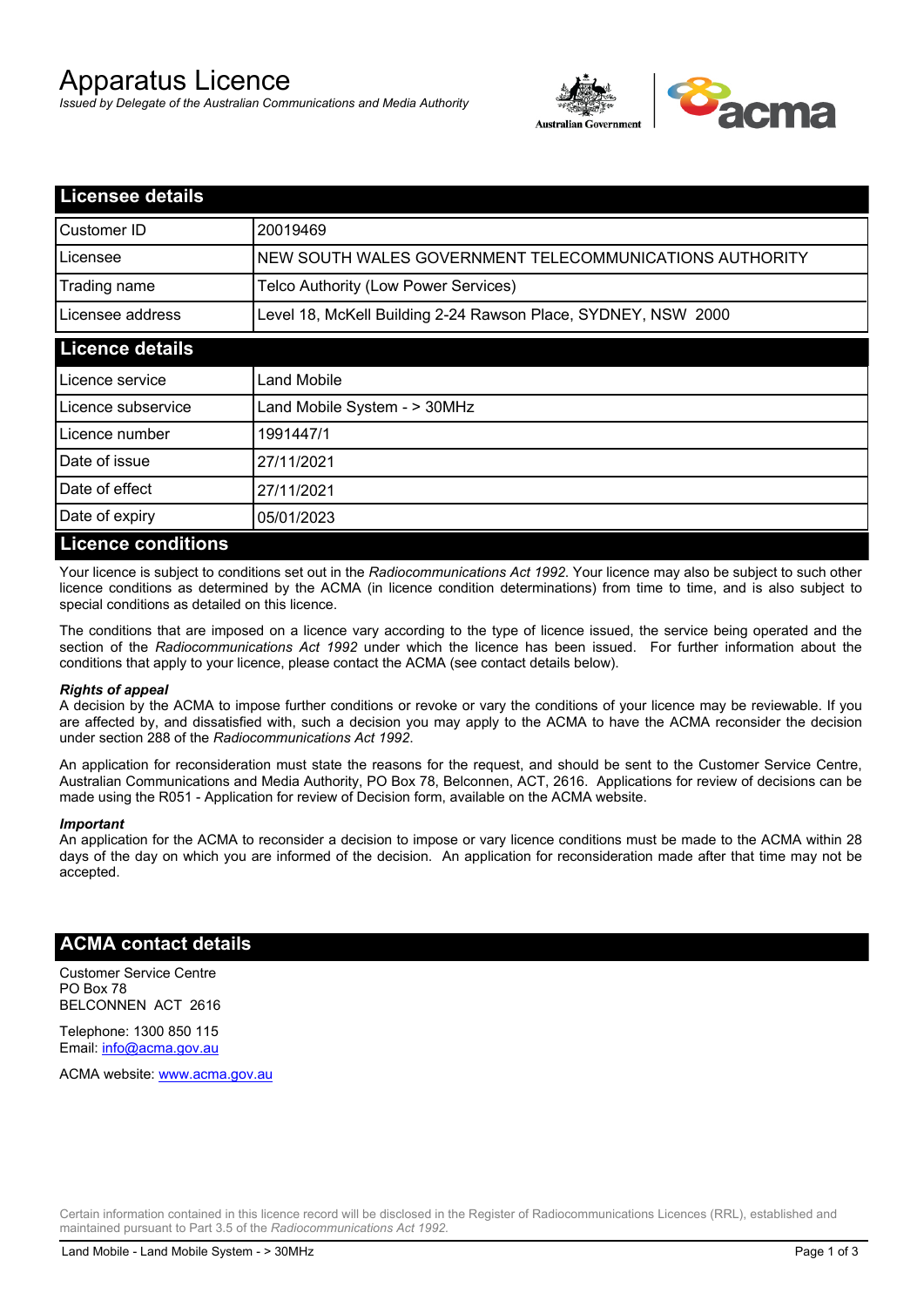# Apparatus Licence

*Issued by Delegate of the Australian Communications and Media Authority*

## Licensee details

| | |
|---|---|
| Customer ID | 20019469 |
| Licensee | NEW SOUTH WALES GOVERNMENT TELECOMMUNICATIONS AUTHORITY |
| Trading name | Telco Authority (Low Power Services) |
| Licensee address | Level 18, McKell Building 2-24 Rawson Place, SYDNEY, NSW 2000 |

## Licence details

| | |
|---|---|
| Licence service | Land Mobile |
| Licence subservice | Land Mobile System - > 30MHz |
| Licence number | 1991447/1 |
| Date of issue | 27/11/2021 |
| Date of effect | 27/11/2021 |
| Date of expiry | 05/01/2023 |

## Licence conditions

Your licence is subject to conditions set out in the *Radiocommunications Act 1992*. Your licence may also be subject to such other licence conditions as determined by the ACMA (in licence condition determinations) from time to time, and is also subject to special conditions as detailed on this licence.

The conditions that are imposed on a licence vary according to the type of licence issued, the service being operated and the section of the *Radiocommunications Act 1992* under which the licence has been issued. For further information about the conditions that apply to your licence, please contact the ACMA (see contact details below).

***Rights of appeal***

A decision by the ACMA to impose further conditions or revoke or vary the conditions of your licence may be reviewable. If you are affected by, and dissatisfied with, such a decision you may apply to the ACMA to have the ACMA reconsider the decision under section 288 of the *Radiocommunications Act 1992*.

An application for reconsideration must state the reasons for the request, and should be sent to the Customer Service Centre, Australian Communications and Media Authority, PO Box 78, Belconnen, ACT, 2616. Applications for review of decisions can be made using the R051 - Application for review of Decision form, available on the ACMA website.

***Important***

An application for the ACMA to reconsider a decision to impose or vary licence conditions must be made to the ACMA within 28 days of the day on which you are informed of the decision. An application for reconsideration made after that time may not be accepted.

## ACMA contact details

Customer Service Centre
PO Box 78
BELCONNEN ACT 2616

Telephone: 1300 850 115
Email: info@acma.gov.au

ACMA website: www.acma.gov.au

Certain information contained in this licence record will be disclosed in the Register of Radiocommunications Licences (RRL), established and maintained pursuant to Part 3.5 of the *Radiocommunications Act 1992*.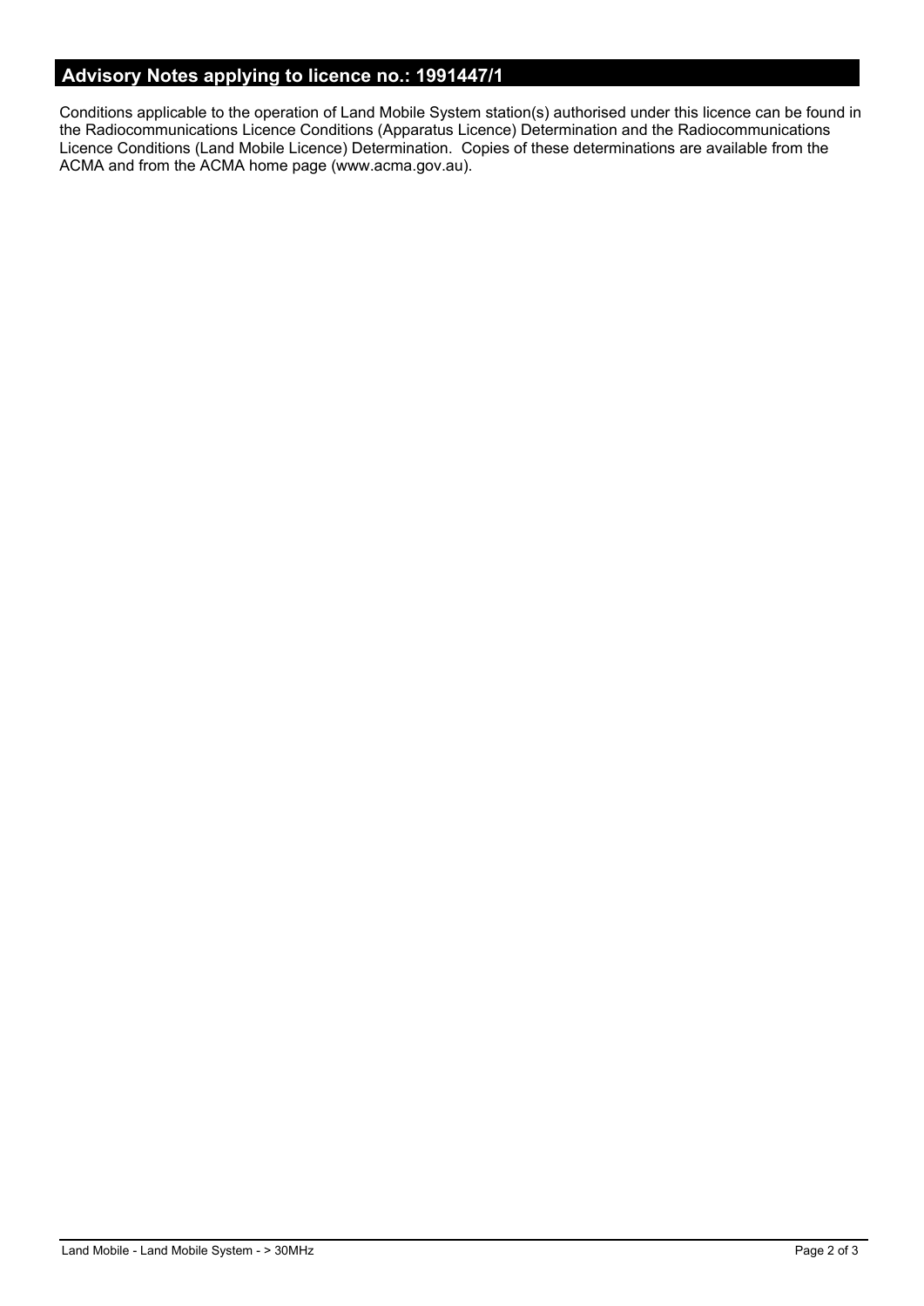## Advisory Notes applying to licence no.: 1991447/1

Conditions applicable to the operation of Land Mobile System station(s) authorised under this licence can be found in the Radiocommunications Licence Conditions (Apparatus Licence) Determination and the Radiocommunications Licence Conditions (Land Mobile Licence) Determination. Copies of these determinations are available from the ACMA and from the ACMA home page (www.acma.gov.au).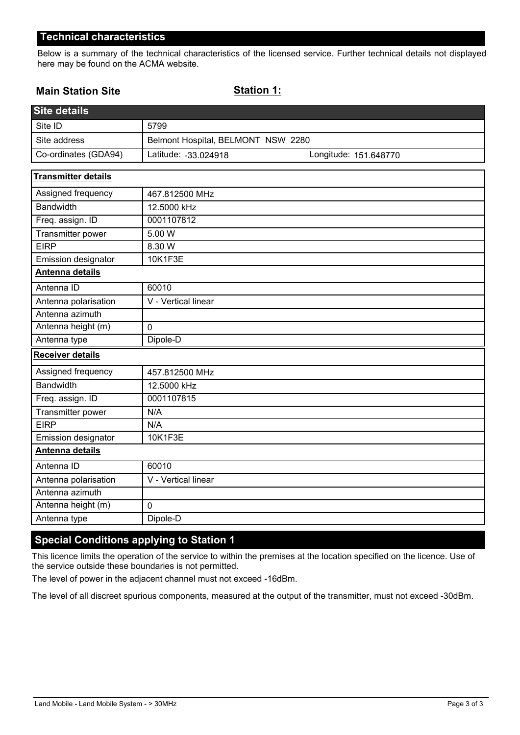## Technical characteristics

Below is a summary of the technical characteristics of the licensed service. Further technical details not displayed here may be found on the ACMA website.

**Main Station Site** **Station 1:**

| Site details | |
|---|---|
| Site ID | 5799 |
| Site address | Belmont Hospital, BELMONT NSW 2280 |
| Co-ordinates (GDA94) | Latitude: -33.024918 Longitude: 151.648770 |

| **Transmitter details** | |
|---|---|
| Assigned frequency | 467.812500 MHz |
| Bandwidth | 12.5000 kHz |
| Freq. assign. ID | 0001107812 |
| Transmitter power | 5.00 W |
| EIRP | 8.30 W |
| Emission designator | 10K1F3E |
| **Antenna details** | |
| Antenna ID | 60010 |
| Antenna polarisation | V - Vertical linear |
| Antenna azimuth | |
| Antenna height (m) | 0 |
| Antenna type | Dipole-D |
| **Receiver details** | |
| Assigned frequency | 457.812500 MHz |
| Bandwidth | 12.5000 kHz |
| Freq. assign. ID | 0001107815 |
| Transmitter power | N/A |
| EIRP | N/A |
| Emission designator | 10K1F3E |
| **Antenna details** | |
| Antenna ID | 60010 |
| Antenna polarisation | V - Vertical linear |
| Antenna azimuth | |
| Antenna height (m) | 0 |
| Antenna type | Dipole-D |

## Special Conditions applying to Station 1

This licence limits the operation of the service to within the premises at the location specified on the licence. Use of the service outside these boundaries is not permitted.

The level of power in the adjacent channel must not exceed -16dBm.

The level of all discreet spurious components, measured at the output of the transmitter, must not exceed -30dBm.